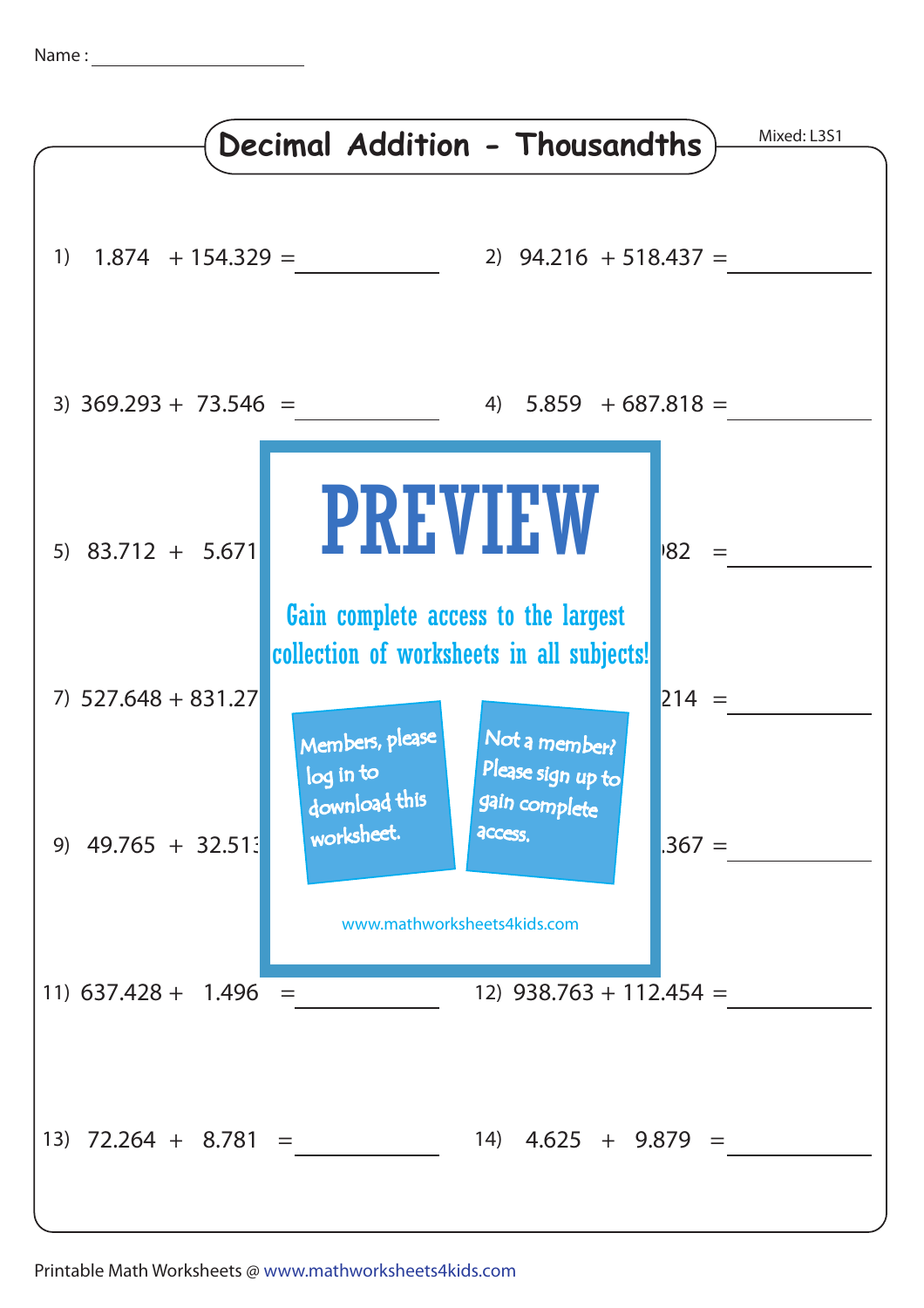Name : ____________________

# Decimal Addition - Thousandths

Mixed: L3S1

1) 1.874 + 154.329 = __________

2) 94.216 + 518.437 = __________

3) 369.293 + 73.546 = __________

4) 5.859 + 687.818 = __________

5) 83.712 + 5.671

82 = __________

7) 527.648 + 831.27

214 = __________

9) 49.765 + 32.51

.367 = __________

# PREVIEW

Gain complete access to the largest collection of worksheets in all subjects!

Members, please log in to download this worksheet.

Not a member? Please sign up to gain complete access.

www.mathworksheets4kids.com

11) 637.428 + 1.496 = __________

12) 938.763 + 112.454 = __________

13) 72.264 + 8.781 = __________

14) 4.625 + 9.879 = __________

Printable Math Worksheets @ www.mathworksheets4kids.com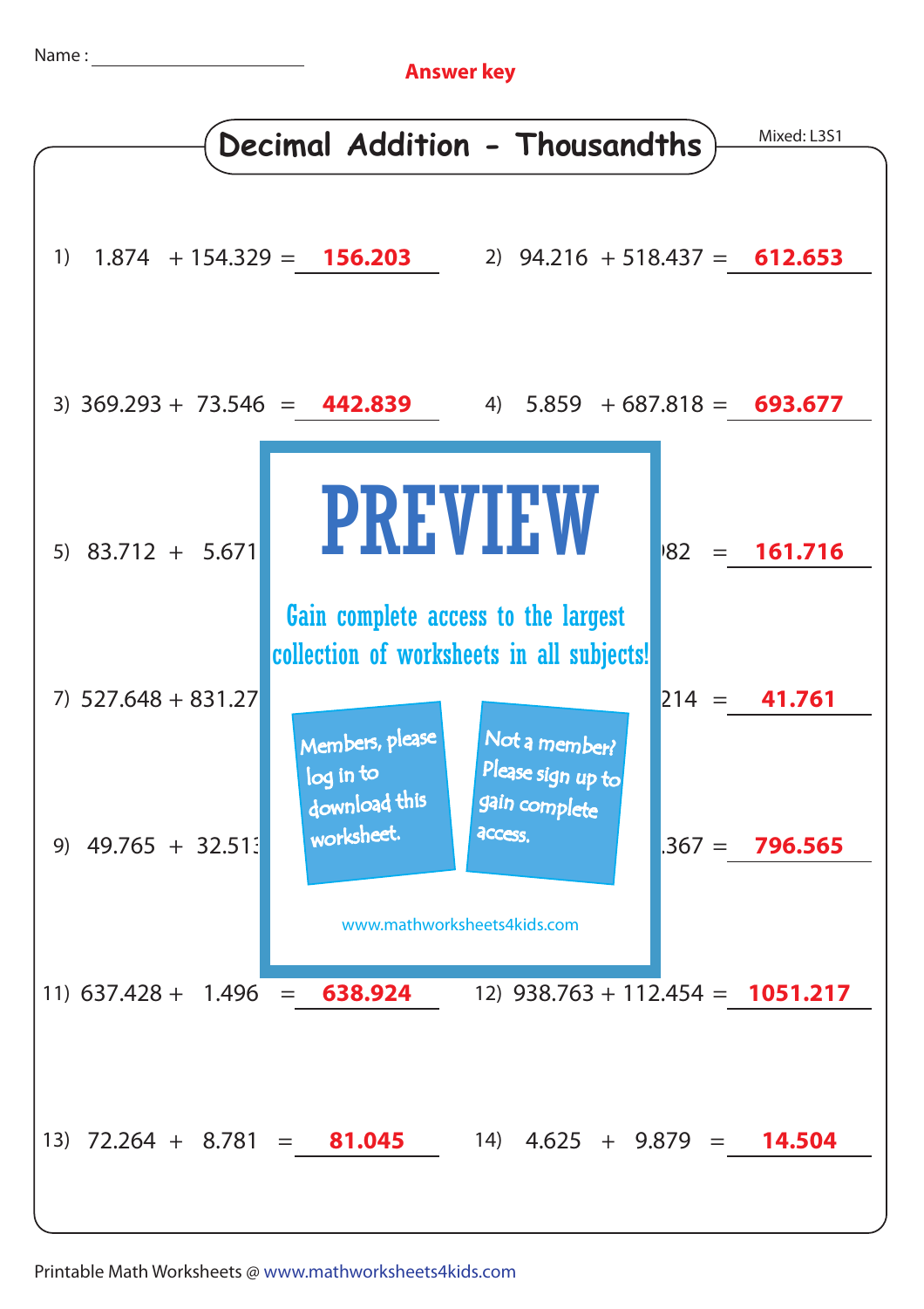Name : ____________________

**Answer key**

# Decimal Addition - Thousandths

Mixed: L3S1

1) $1.874 + 154.329 =$ **156.203**

2) $94.216 + 518.437 =$ **612.653**

3) $369.293 + 73.546 =$ **442.839**

4) $5.859 + 687.818 =$ **693.677**

5) $83.712 + 5.671$

6) ...82 = **161.716**

7) $527.648 + 831.27$

8) ...214 = **41.761**

9) $49.765 + 32.51$

10) ...367 = **796.565**

# PREVIEW

Gain complete access to the largest collection of worksheets in all subjects!

Members, please log in to download this worksheet.

Not a member? Please sign up to gain complete access.

www.mathworksheets4kids.com

11) $637.428 + 1.496 =$ **638.924**

12) $938.763 + 112.454 =$ **1051.217**

13) $72.264 + 8.781 =$ **81.045**

14) $4.625 + 9.879 =$ **14.504**

Printable Math Worksheets @ www.mathworksheets4kids.com